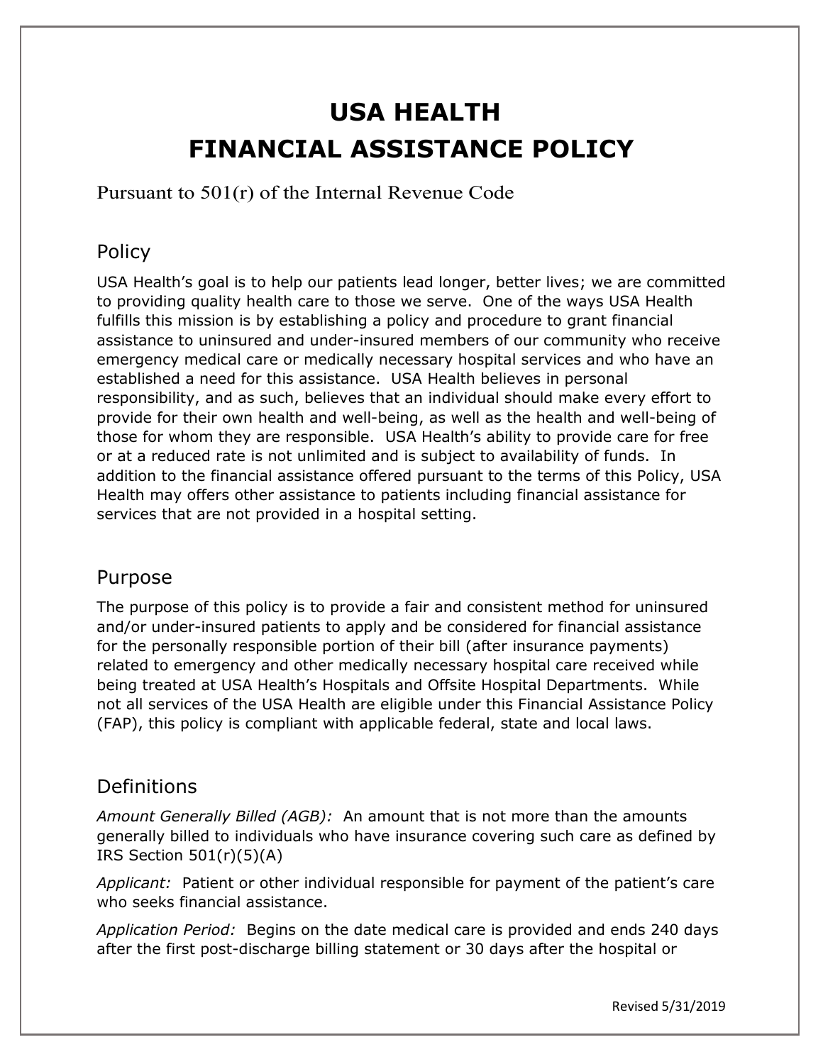# USA HEALTH
# FINANCIAL ASSISTANCE POLICY

Pursuant to 501(r) of the Internal Revenue Code

## Policy

USA Health's goal is to help our patients lead longer, better lives; we are committed to providing quality health care to those we serve. One of the ways USA Health fulfills this mission is by establishing a policy and procedure to grant financial assistance to uninsured and under-insured members of our community who receive emergency medical care or medically necessary hospital services and who have an established a need for this assistance. USA Health believes in personal responsibility, and as such, believes that an individual should make every effort to provide for their own health and well-being, as well as the health and well-being of those for whom they are responsible. USA Health's ability to provide care for free or at a reduced rate is not unlimited and is subject to availability of funds. In addition to the financial assistance offered pursuant to the terms of this Policy, USA Health may offers other assistance to patients including financial assistance for services that are not provided in a hospital setting.

## Purpose

The purpose of this policy is to provide a fair and consistent method for uninsured and/or under-insured patients to apply and be considered for financial assistance for the personally responsible portion of their bill (after insurance payments) related to emergency and other medically necessary hospital care received while being treated at USA Health's Hospitals and Offsite Hospital Departments. While not all services of the USA Health are eligible under this Financial Assistance Policy (FAP), this policy is compliant with applicable federal, state and local laws.

## Definitions

*Amount Generally Billed (AGB):* An amount that is not more than the amounts generally billed to individuals who have insurance covering such care as defined by IRS Section 501(r)(5)(A)

*Applicant:* Patient or other individual responsible for payment of the patient's care who seeks financial assistance.

*Application Period:* Begins on the date medical care is provided and ends 240 days after the first post-discharge billing statement or 30 days after the hospital or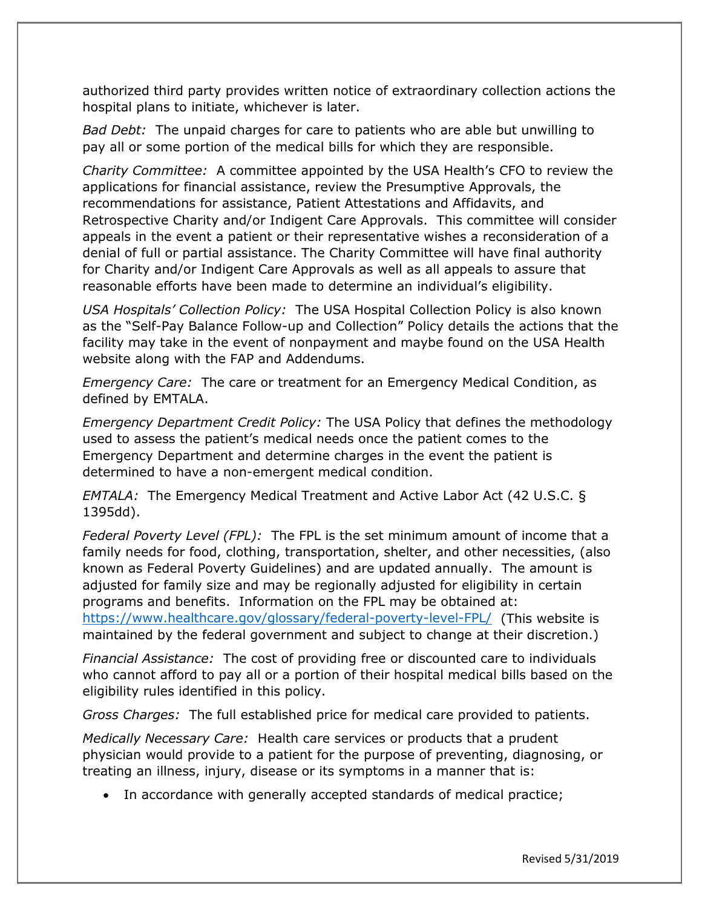authorized third party provides written notice of extraordinary collection actions the hospital plans to initiate, whichever is later.

*Bad Debt:* The unpaid charges for care to patients who are able but unwilling to pay all or some portion of the medical bills for which they are responsible.

*Charity Committee:* A committee appointed by the USA Health's CFO to review the applications for financial assistance, review the Presumptive Approvals, the recommendations for assistance, Patient Attestations and Affidavits, and Retrospective Charity and/or Indigent Care Approvals. This committee will consider appeals in the event a patient or their representative wishes a reconsideration of a denial of full or partial assistance. The Charity Committee will have final authority for Charity and/or Indigent Care Approvals as well as all appeals to assure that reasonable efforts have been made to determine an individual's eligibility.

*USA Hospitals' Collection Policy:* The USA Hospital Collection Policy is also known as the "Self-Pay Balance Follow-up and Collection" Policy details the actions that the facility may take in the event of nonpayment and maybe found on the USA Health website along with the FAP and Addendums.

*Emergency Care:* The care or treatment for an Emergency Medical Condition, as defined by EMTALA.

*Emergency Department Credit Policy:* The USA Policy that defines the methodology used to assess the patient's medical needs once the patient comes to the Emergency Department and determine charges in the event the patient is determined to have a non-emergent medical condition.

*EMTALA:* The Emergency Medical Treatment and Active Labor Act (42 U.S.C. § 1395dd).

*Federal Poverty Level (FPL):* The FPL is the set minimum amount of income that a family needs for food, clothing, transportation, shelter, and other necessities, (also known as Federal Poverty Guidelines) and are updated annually. The amount is adjusted for family size and may be regionally adjusted for eligibility in certain programs and benefits. Information on the FPL may be obtained at: https://www.healthcare.gov/glossary/federal-poverty-level-FPL/ (This website is maintained by the federal government and subject to change at their discretion.)

*Financial Assistance:* The cost of providing free or discounted care to individuals who cannot afford to pay all or a portion of their hospital medical bills based on the eligibility rules identified in this policy.

*Gross Charges:* The full established price for medical care provided to patients.

*Medically Necessary Care:* Health care services or products that a prudent physician would provide to a patient for the purpose of preventing, diagnosing, or treating an illness, injury, disease or its symptoms in a manner that is:

- In accordance with generally accepted standards of medical practice;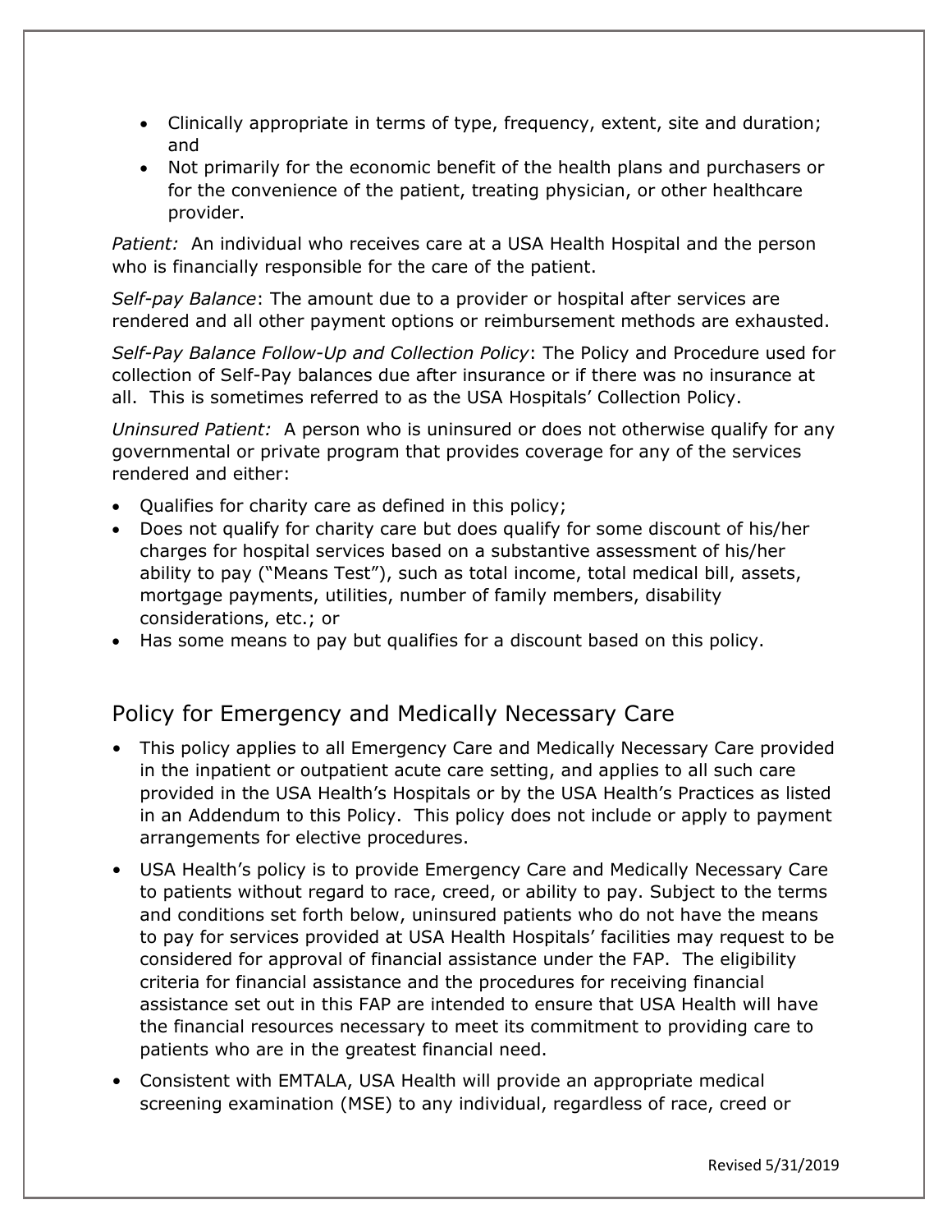- Clinically appropriate in terms of type, frequency, extent, site and duration; and
- Not primarily for the economic benefit of the health plans and purchasers or for the convenience of the patient, treating physician, or other healthcare provider.

*Patient:* An individual who receives care at a USA Health Hospital and the person who is financially responsible for the care of the patient.

*Self-pay Balance*: The amount due to a provider or hospital after services are rendered and all other payment options or reimbursement methods are exhausted.

*Self-Pay Balance Follow-Up and Collection Policy*: The Policy and Procedure used for collection of Self-Pay balances due after insurance or if there was no insurance at all. This is sometimes referred to as the USA Hospitals' Collection Policy.

*Uninsured Patient:* A person who is uninsured or does not otherwise qualify for any governmental or private program that provides coverage for any of the services rendered and either:

- Qualifies for charity care as defined in this policy;
- Does not qualify for charity care but does qualify for some discount of his/her charges for hospital services based on a substantive assessment of his/her ability to pay ("Means Test"), such as total income, total medical bill, assets, mortgage payments, utilities, number of family members, disability considerations, etc.; or
- Has some means to pay but qualifies for a discount based on this policy.

## Policy for Emergency and Medically Necessary Care

- This policy applies to all Emergency Care and Medically Necessary Care provided in the inpatient or outpatient acute care setting, and applies to all such care provided in the USA Health's Hospitals or by the USA Health's Practices as listed in an Addendum to this Policy. This policy does not include or apply to payment arrangements for elective procedures.
- USA Health's policy is to provide Emergency Care and Medically Necessary Care to patients without regard to race, creed, or ability to pay. Subject to the terms and conditions set forth below, uninsured patients who do not have the means to pay for services provided at USA Health Hospitals' facilities may request to be considered for approval of financial assistance under the FAP. The eligibility criteria for financial assistance and the procedures for receiving financial assistance set out in this FAP are intended to ensure that USA Health will have the financial resources necessary to meet its commitment to providing care to patients who are in the greatest financial need.
- Consistent with EMTALA, USA Health will provide an appropriate medical screening examination (MSE) to any individual, regardless of race, creed or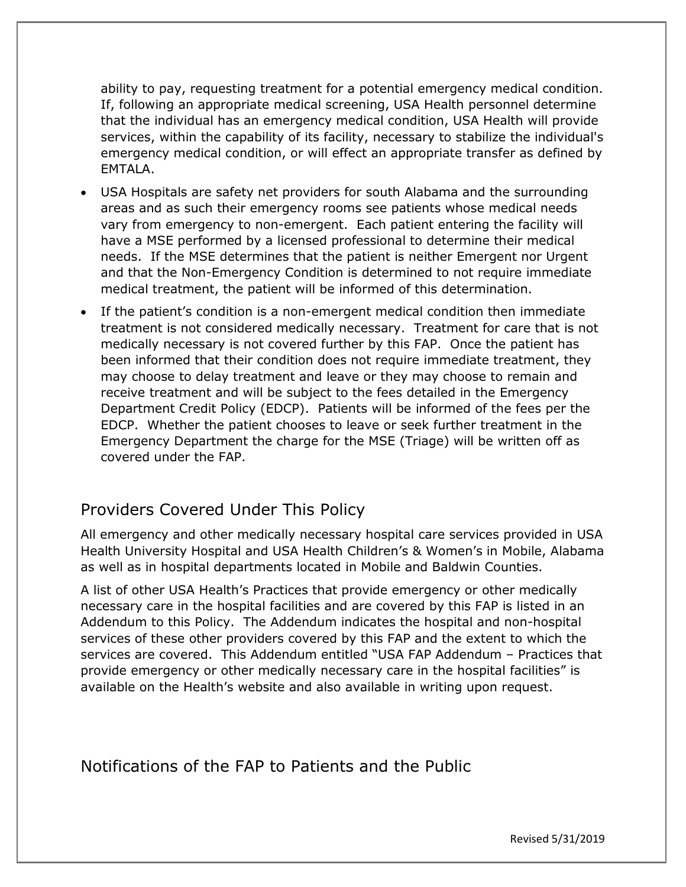ability to pay, requesting treatment for a potential emergency medical condition. If, following an appropriate medical screening, USA Health personnel determine that the individual has an emergency medical condition, USA Health will provide services, within the capability of its facility, necessary to stabilize the individual's emergency medical condition, or will effect an appropriate transfer as defined by EMTALA.

- USA Hospitals are safety net providers for south Alabama and the surrounding areas and as such their emergency rooms see patients whose medical needs vary from emergency to non-emergent. Each patient entering the facility will have a MSE performed by a licensed professional to determine their medical needs. If the MSE determines that the patient is neither Emergent nor Urgent and that the Non-Emergency Condition is determined to not require immediate medical treatment, the patient will be informed of this determination.
- If the patient's condition is a non-emergent medical condition then immediate treatment is not considered medically necessary. Treatment for care that is not medically necessary is not covered further by this FAP. Once the patient has been informed that their condition does not require immediate treatment, they may choose to delay treatment and leave or they may choose to remain and receive treatment and will be subject to the fees detailed in the Emergency Department Credit Policy (EDCP). Patients will be informed of the fees per the EDCP. Whether the patient chooses to leave or seek further treatment in the Emergency Department the charge for the MSE (Triage) will be written off as covered under the FAP.

## Providers Covered Under This Policy

All emergency and other medically necessary hospital care services provided in USA Health University Hospital and USA Health Children's & Women's in Mobile, Alabama as well as in hospital departments located in Mobile and Baldwin Counties.

A list of other USA Health's Practices that provide emergency or other medically necessary care in the hospital facilities and are covered by this FAP is listed in an Addendum to this Policy. The Addendum indicates the hospital and non-hospital services of these other providers covered by this FAP and the extent to which the services are covered. This Addendum entitled "USA FAP Addendum – Practices that provide emergency or other medically necessary care in the hospital facilities" is available on the Health's website and also available in writing upon request.

## Notifications of the FAP to Patients and the Public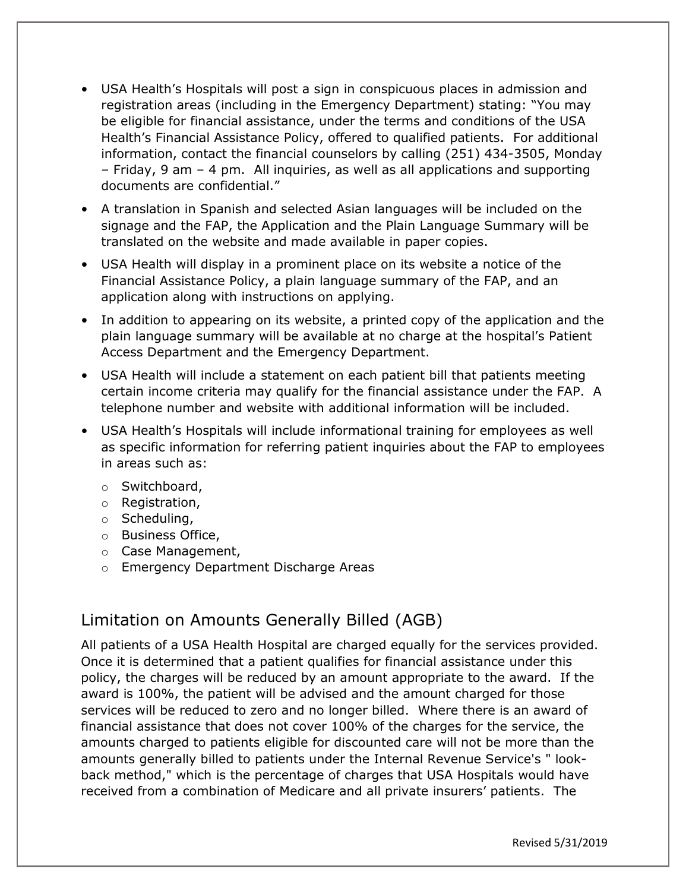- USA Health's Hospitals will post a sign in conspicuous places in admission and registration areas (including in the Emergency Department) stating: "You may be eligible for financial assistance, under the terms and conditions of the USA Health's Financial Assistance Policy, offered to qualified patients. For additional information, contact the financial counselors by calling (251) 434-3505, Monday – Friday, 9 am – 4 pm. All inquiries, as well as all applications and supporting documents are confidential."
- A translation in Spanish and selected Asian languages will be included on the signage and the FAP, the Application and the Plain Language Summary will be translated on the website and made available in paper copies.
- USA Health will display in a prominent place on its website a notice of the Financial Assistance Policy, a plain language summary of the FAP, and an application along with instructions on applying.
- In addition to appearing on its website, a printed copy of the application and the plain language summary will be available at no charge at the hospital's Patient Access Department and the Emergency Department.
- USA Health will include a statement on each patient bill that patients meeting certain income criteria may qualify for the financial assistance under the FAP. A telephone number and website with additional information will be included.
- USA Health's Hospitals will include informational training for employees as well as specific information for referring patient inquiries about the FAP to employees in areas such as:
  - Switchboard,
  - Registration,
  - Scheduling,
  - Business Office,
  - Case Management,
  - Emergency Department Discharge Areas

## Limitation on Amounts Generally Billed (AGB)

All patients of a USA Health Hospital are charged equally for the services provided. Once it is determined that a patient qualifies for financial assistance under this policy, the charges will be reduced by an amount appropriate to the award. If the award is 100%, the patient will be advised and the amount charged for those services will be reduced to zero and no longer billed. Where there is an award of financial assistance that does not cover 100% of the charges for the service, the amounts charged to patients eligible for discounted care will not be more than the amounts generally billed to patients under the Internal Revenue Service's " look-back method," which is the percentage of charges that USA Hospitals would have received from a combination of Medicare and all private insurers' patients. The

Revised 5/31/2019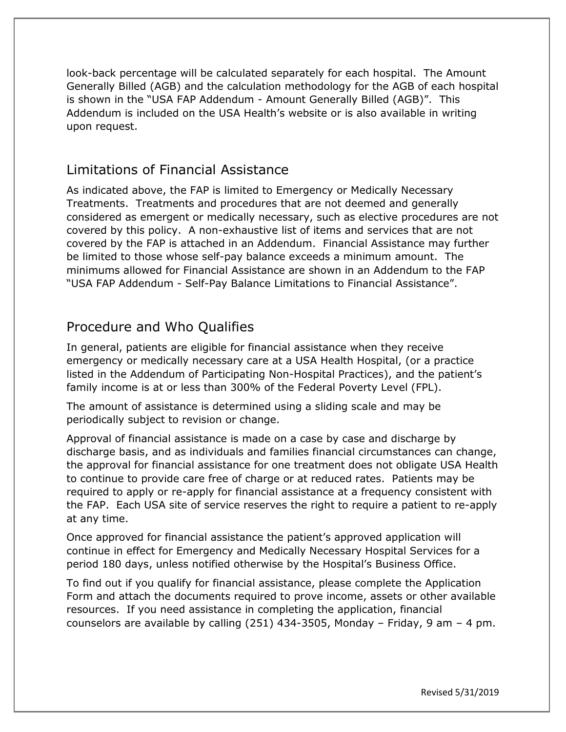look-back percentage will be calculated separately for each hospital. The Amount Generally Billed (AGB) and the calculation methodology for the AGB of each hospital is shown in the "USA FAP Addendum - Amount Generally Billed (AGB)". This Addendum is included on the USA Health's website or is also available in writing upon request.

## Limitations of Financial Assistance

As indicated above, the FAP is limited to Emergency or Medically Necessary Treatments. Treatments and procedures that are not deemed and generally considered as emergent or medically necessary, such as elective procedures are not covered by this policy. A non-exhaustive list of items and services that are not covered by the FAP is attached in an Addendum. Financial Assistance may further be limited to those whose self-pay balance exceeds a minimum amount. The minimums allowed for Financial Assistance are shown in an Addendum to the FAP "USA FAP Addendum - Self-Pay Balance Limitations to Financial Assistance".

## Procedure and Who Qualifies

In general, patients are eligible for financial assistance when they receive emergency or medically necessary care at a USA Health Hospital, (or a practice listed in the Addendum of Participating Non-Hospital Practices), and the patient's family income is at or less than 300% of the Federal Poverty Level (FPL).

The amount of assistance is determined using a sliding scale and may be periodically subject to revision or change.

Approval of financial assistance is made on a case by case and discharge by discharge basis, and as individuals and families financial circumstances can change, the approval for financial assistance for one treatment does not obligate USA Health to continue to provide care free of charge or at reduced rates. Patients may be required to apply or re-apply for financial assistance at a frequency consistent with the FAP. Each USA site of service reserves the right to require a patient to re-apply at any time.

Once approved for financial assistance the patient's approved application will continue in effect for Emergency and Medically Necessary Hospital Services for a period 180 days, unless notified otherwise by the Hospital's Business Office.

To find out if you qualify for financial assistance, please complete the Application Form and attach the documents required to prove income, assets or other available resources. If you need assistance in completing the application, financial counselors are available by calling (251) 434-3505, Monday – Friday, 9 am – 4 pm.

Revised 5/31/2019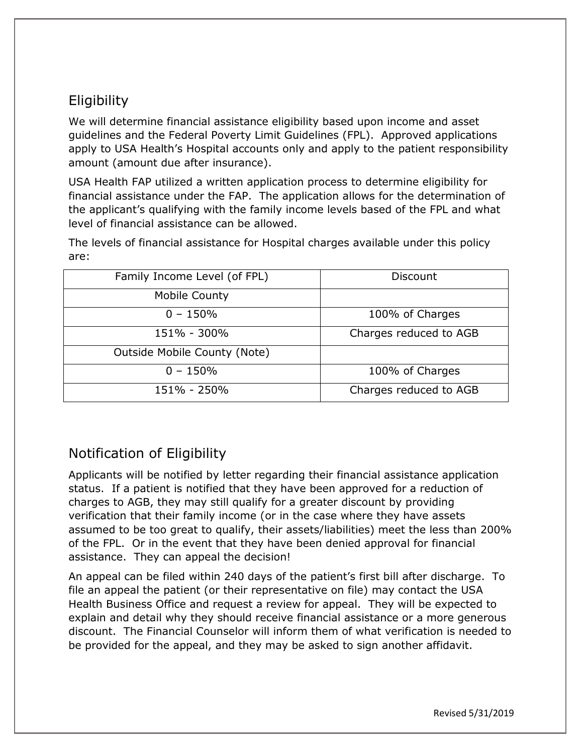## Eligibility

We will determine financial assistance eligibility based upon income and asset guidelines and the Federal Poverty Limit Guidelines (FPL). Approved applications apply to USA Health's Hospital accounts only and apply to the patient responsibility amount (amount due after insurance).

USA Health FAP utilized a written application process to determine eligibility for financial assistance under the FAP. The application allows for the determination of the applicant's qualifying with the family income levels based of the FPL and what level of financial assistance can be allowed.

The levels of financial assistance for Hospital charges available under this policy are:

| Family Income Level (of FPL) | Discount |
|---|---|
| Mobile County | |
| 0 – 150% | 100% of Charges |
| 151% - 300% | Charges reduced to AGB |
| Outside Mobile County (Note) | |
| 0 – 150% | 100% of Charges |
| 151% - 250% | Charges reduced to AGB |

## Notification of Eligibility

Applicants will be notified by letter regarding their financial assistance application status. If a patient is notified that they have been approved for a reduction of charges to AGB, they may still qualify for a greater discount by providing verification that their family income (or in the case where they have assets assumed to be too great to qualify, their assets/liabilities) meet the less than 200% of the FPL. Or in the event that they have been denied approval for financial assistance. They can appeal the decision!

An appeal can be filed within 240 days of the patient's first bill after discharge. To file an appeal the patient (or their representative on file) may contact the USA Health Business Office and request a review for appeal. They will be expected to explain and detail why they should receive financial assistance or a more generous discount. The Financial Counselor will inform them of what verification is needed to be provided for the appeal, and they may be asked to sign another affidavit.

Revised 5/31/2019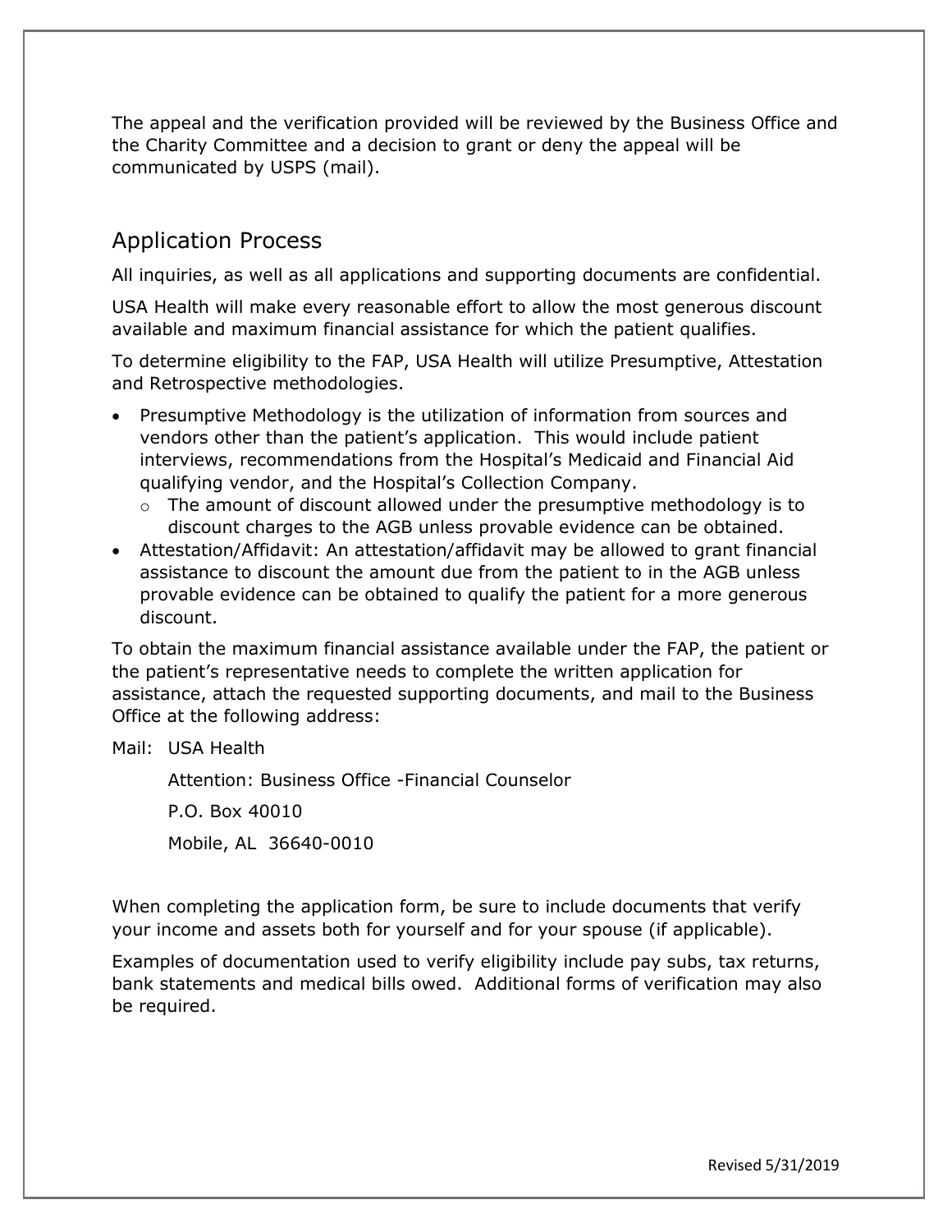The appeal and the verification provided will be reviewed by the Business Office and the Charity Committee and a decision to grant or deny the appeal will be communicated by USPS (mail).

## Application Process

All inquiries, as well as all applications and supporting documents are confidential.

USA Health will make every reasonable effort to allow the most generous discount available and maximum financial assistance for which the patient qualifies.

To determine eligibility to the FAP, USA Health will utilize Presumptive, Attestation and Retrospective methodologies.

- Presumptive Methodology is the utilization of information from sources and vendors other than the patient's application. This would include patient interviews, recommendations from the Hospital's Medicaid and Financial Aid qualifying vendor, and the Hospital's Collection Company.
  - The amount of discount allowed under the presumptive methodology is to discount charges to the AGB unless provable evidence can be obtained.
- Attestation/Affidavit: An attestation/affidavit may be allowed to grant financial assistance to discount the amount due from the patient to in the AGB unless provable evidence can be obtained to qualify the patient for a more generous discount.

To obtain the maximum financial assistance available under the FAP, the patient or the patient's representative needs to complete the written application for assistance, attach the requested supporting documents, and mail to the Business Office at the following address:

Mail: USA Health

Attention: Business Office -Financial Counselor

P.O. Box 40010

Mobile, AL 36640-0010

When completing the application form, be sure to include documents that verify your income and assets both for yourself and for your spouse (if applicable).

Examples of documentation used to verify eligibility include pay subs, tax returns, bank statements and medical bills owed. Additional forms of verification may also be required.

Revised 5/31/2019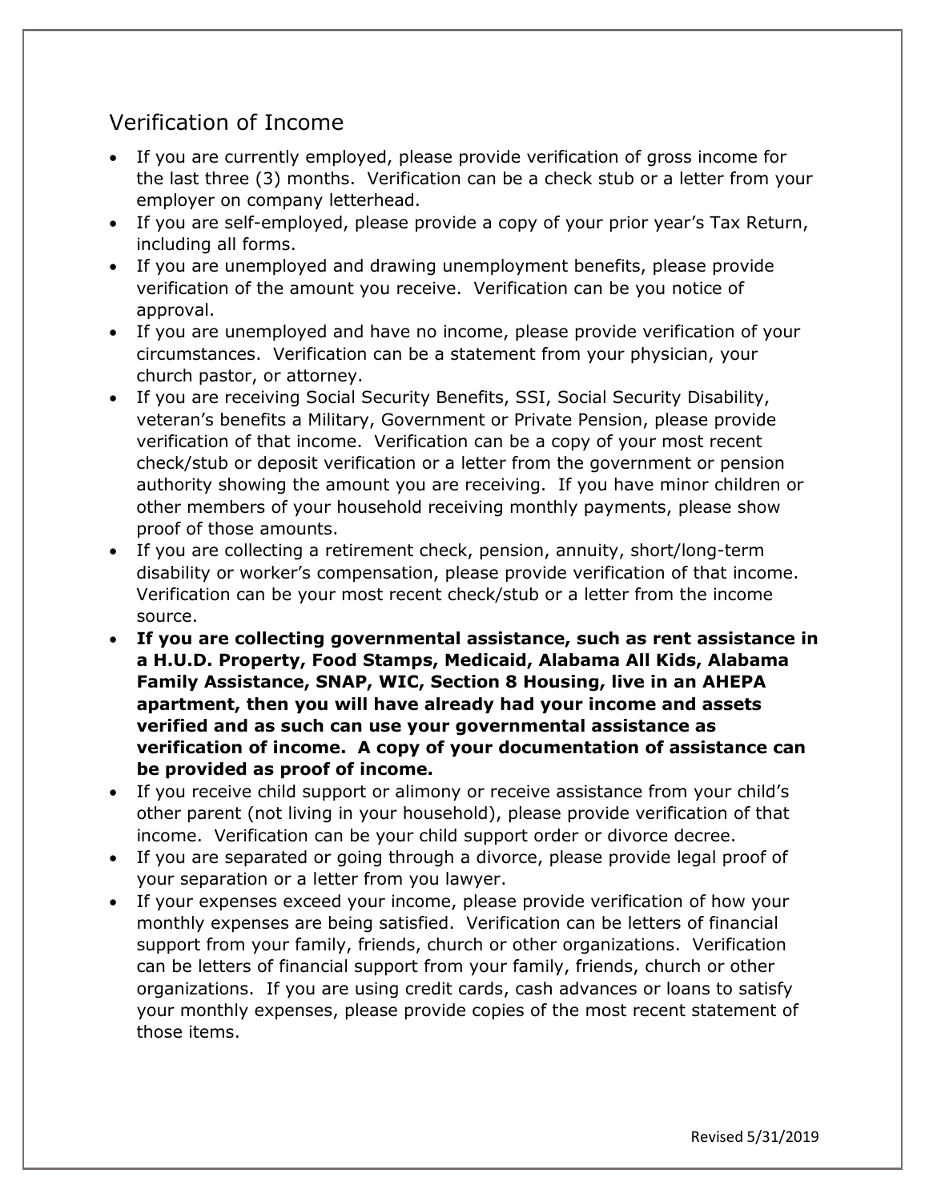## Verification of Income

- If you are currently employed, please provide verification of gross income for the last three (3) months. Verification can be a check stub or a letter from your employer on company letterhead.
- If you are self-employed, please provide a copy of your prior year's Tax Return, including all forms.
- If you are unemployed and drawing unemployment benefits, please provide verification of the amount you receive. Verification can be you notice of approval.
- If you are unemployed and have no income, please provide verification of your circumstances. Verification can be a statement from your physician, your church pastor, or attorney.
- If you are receiving Social Security Benefits, SSI, Social Security Disability, veteran's benefits a Military, Government or Private Pension, please provide verification of that income. Verification can be a copy of your most recent check/stub or deposit verification or a letter from the government or pension authority showing the amount you are receiving. If you have minor children or other members of your household receiving monthly payments, please show proof of those amounts.
- If you are collecting a retirement check, pension, annuity, short/long-term disability or worker's compensation, please provide verification of that income. Verification can be your most recent check/stub or a letter from the income source.
- **If you are collecting governmental assistance, such as rent assistance in a H.U.D. Property, Food Stamps, Medicaid, Alabama All Kids, Alabama Family Assistance, SNAP, WIC, Section 8 Housing, live in an AHEPA apartment, then you will have already had your income and assets verified and as such can use your governmental assistance as verification of income. A copy of your documentation of assistance can be provided as proof of income.**
- If you receive child support or alimony or receive assistance from your child's other parent (not living in your household), please provide verification of that income. Verification can be your child support order or divorce decree.
- If you are separated or going through a divorce, please provide legal proof of your separation or a letter from you lawyer.
- If your expenses exceed your income, please provide verification of how your monthly expenses are being satisfied. Verification can be letters of financial support from your family, friends, church or other organizations. Verification can be letters of financial support from your family, friends, church or other organizations. If you are using credit cards, cash advances or loans to satisfy your monthly expenses, please provide copies of the most recent statement of those items.

Revised 5/31/2019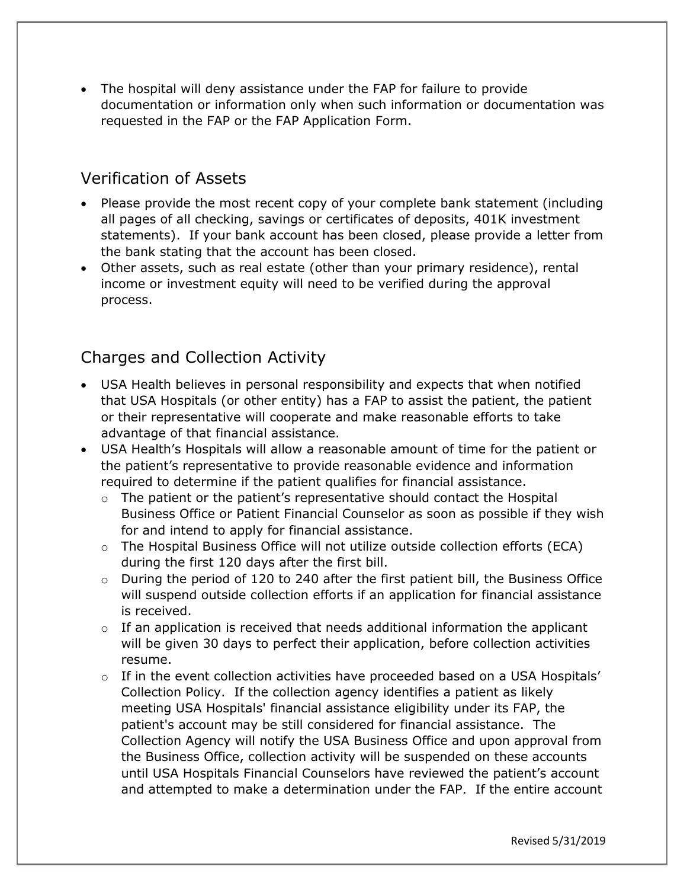- The hospital will deny assistance under the FAP for failure to provide documentation or information only when such information or documentation was requested in the FAP or the FAP Application Form.

## Verification of Assets

- Please provide the most recent copy of your complete bank statement (including all pages of all checking, savings or certificates of deposits, 401K investment statements). If your bank account has been closed, please provide a letter from the bank stating that the account has been closed.
- Other assets, such as real estate (other than your primary residence), rental income or investment equity will need to be verified during the approval process.

## Charges and Collection Activity

- USA Health believes in personal responsibility and expects that when notified that USA Hospitals (or other entity) has a FAP to assist the patient, the patient or their representative will cooperate and make reasonable efforts to take advantage of that financial assistance.
- USA Health's Hospitals will allow a reasonable amount of time for the patient or the patient's representative to provide reasonable evidence and information required to determine if the patient qualifies for financial assistance.
  - The patient or the patient's representative should contact the Hospital Business Office or Patient Financial Counselor as soon as possible if they wish for and intend to apply for financial assistance.
  - The Hospital Business Office will not utilize outside collection efforts (ECA) during the first 120 days after the first bill.
  - During the period of 120 to 240 after the first patient bill, the Business Office will suspend outside collection efforts if an application for financial assistance is received.
  - If an application is received that needs additional information the applicant will be given 30 days to perfect their application, before collection activities resume.
  - If in the event collection activities have proceeded based on a USA Hospitals' Collection Policy. If the collection agency identifies a patient as likely meeting USA Hospitals' financial assistance eligibility under its FAP, the patient's account may be still considered for financial assistance. The Collection Agency will notify the USA Business Office and upon approval from the Business Office, collection activity will be suspended on these accounts until USA Hospitals Financial Counselors have reviewed the patient's account and attempted to make a determination under the FAP. If the entire account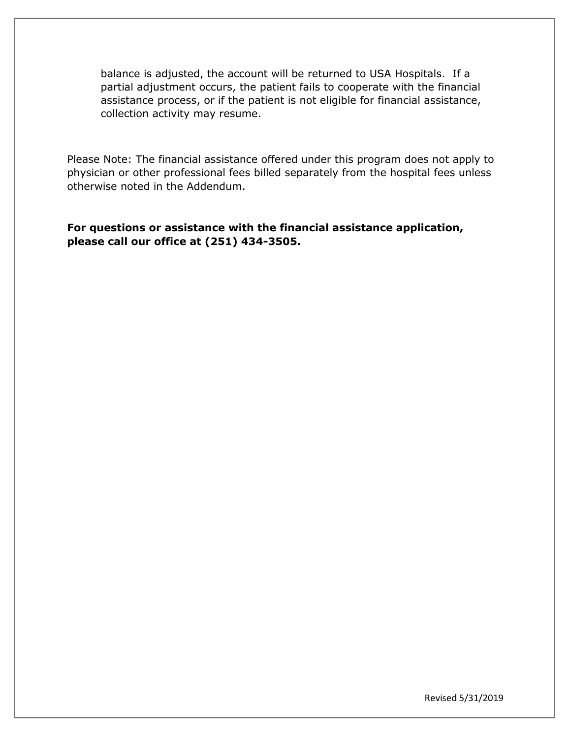balance is adjusted, the account will be returned to USA Hospitals. If a partial adjustment occurs, the patient fails to cooperate with the financial assistance process, or if the patient is not eligible for financial assistance, collection activity may resume.

Please Note: The financial assistance offered under this program does not apply to physician or other professional fees billed separately from the hospital fees unless otherwise noted in the Addendum.

**For questions or assistance with the financial assistance application, please call our office at (251) 434-3505.**

Revised 5/31/2019